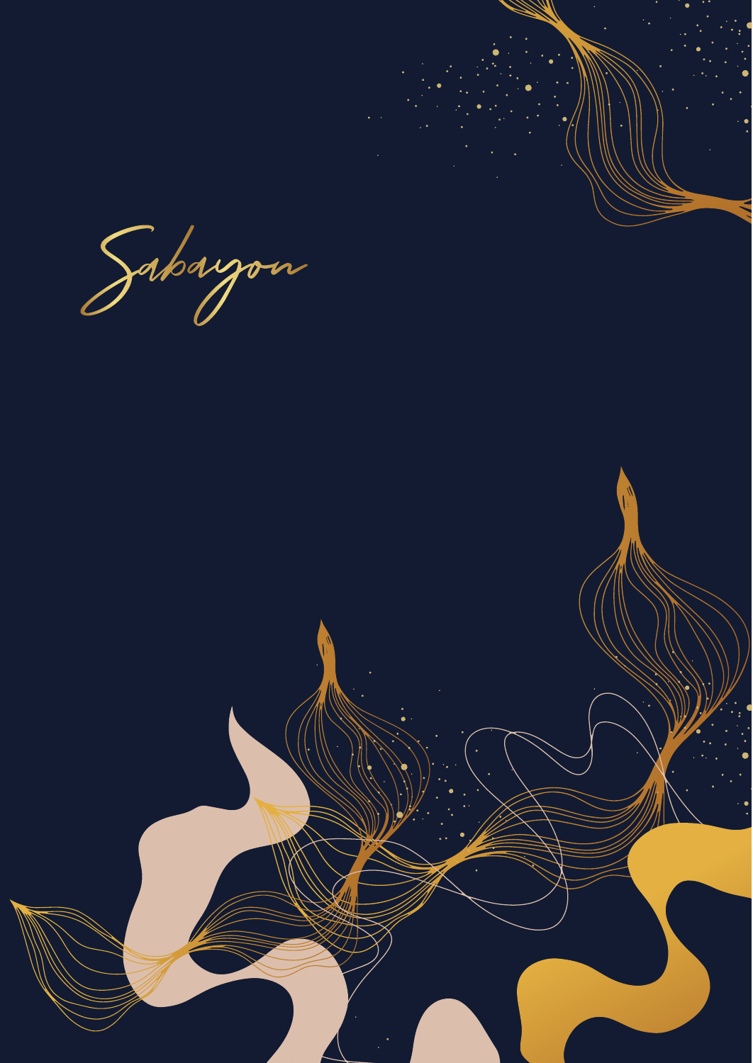# Sabayon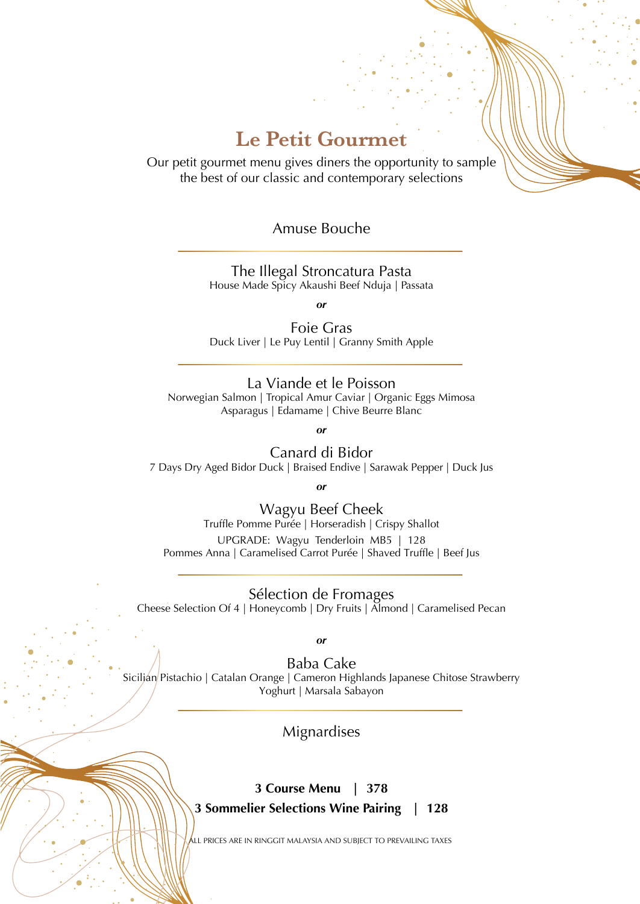# Le Petit Gourmet

Our petit gourmet menu gives diners the opportunity to sample the best of our classic and contemporary selections

Amuse Bouche

---

The Illegal Stroncatura Pasta
House Made Spicy Akaushi Beef Nduja | Passata

***or***

Foie Gras
Duck Liver | Le Puy Lentil | Granny Smith Apple

---

La Viande et le Poisson
Norwegian Salmon | Tropical Amur Caviar | Organic Eggs Mimosa
Asparagus | Edamame | Chive Beurre Blanc

***or***

Canard di Bidor
7 Days Dry Aged Bidor Duck | Braised Endive | Sarawak Pepper | Duck Jus

***or***

Wagyu Beef Cheek
Truffle Pomme Purée | Horseradish | Crispy Shallot
UPGRADE: Wagyu Tenderloin MB5 | 128
Pommes Anna | Caramelised Carrot Purée | Shaved Truffle | Beef Jus

---

Sélection de Fromages
Cheese Selection Of 4 | Honeycomb | Dry Fruits | Almond | Caramelised Pecan

***or***

Baba Cake
Sicilian Pistachio | Catalan Orange | Cameron Highlands Japanese Chitose Strawberry
Yoghurt | Marsala Sabayon

---

Mignardises

**3 Course Menu | 378**

**3 Sommelier Selections Wine Pairing | 128**

ALL PRICES ARE IN RINGGIT MALAYSIA AND SUBJECT TO PREVAILING TAXES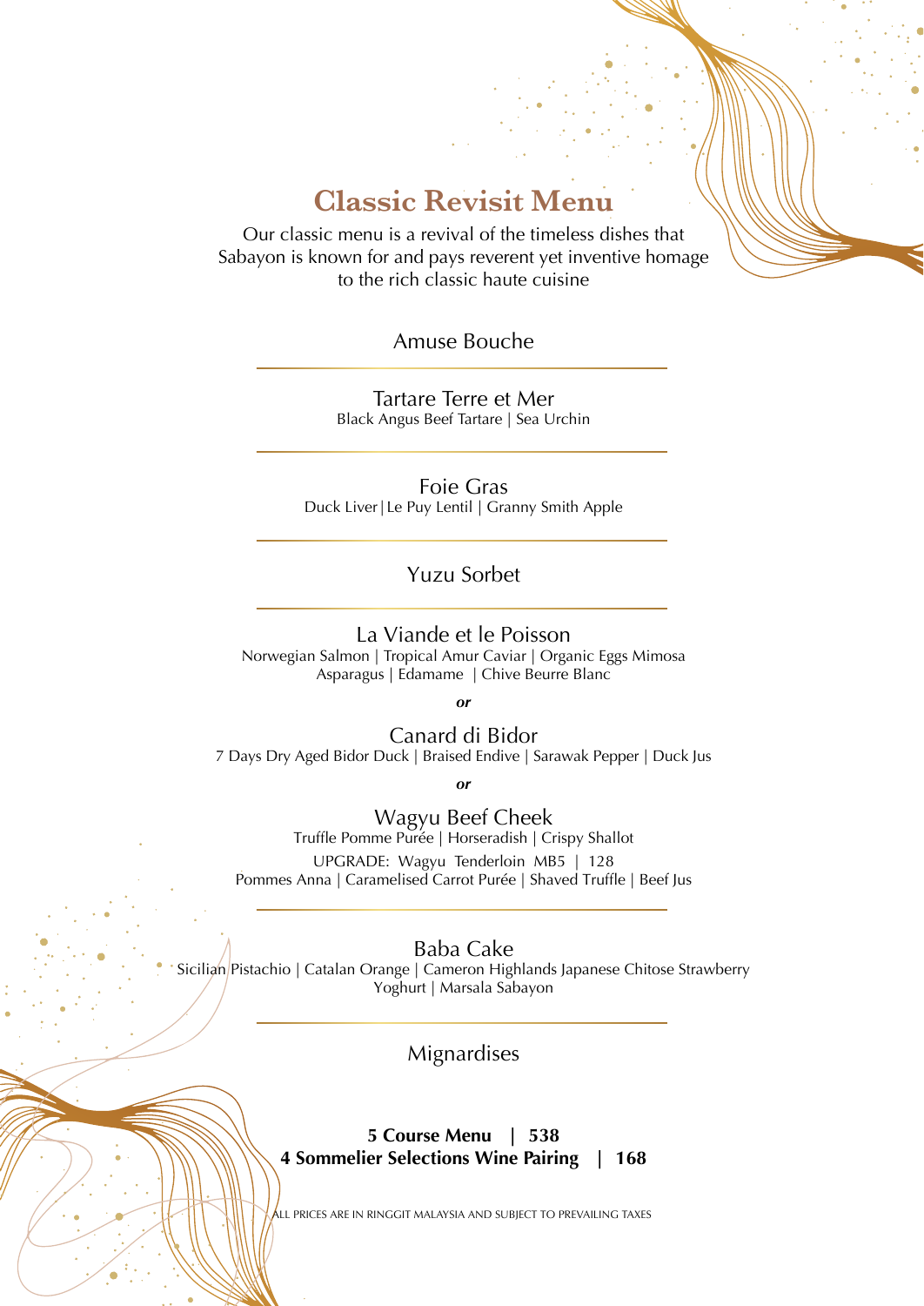# Classic Revisit Menu

Our classic menu is a revival of the timeless dishes that Sabayon is known for and pays reverent yet inventive homage to the rich classic haute cuisine

Amuse Bouche

---

Tartare Terre et Mer
Black Angus Beef Tartare | Sea Urchin

---

Foie Gras
Duck Liver|Le Puy Lentil | Granny Smith Apple

---

Yuzu Sorbet

---

La Viande et le Poisson
Norwegian Salmon | Tropical Amur Caviar | Organic Eggs Mimosa
Asparagus | Edamame | Chive Beurre Blanc

*or*

Canard di Bidor
7 Days Dry Aged Bidor Duck | Braised Endive | Sarawak Pepper | Duck Jus

*or*

Wagyu Beef Cheek
Truffle Pomme Purée | Horseradish | Crispy Shallot
UPGRADE: Wagyu Tenderloin MB5 | 128
Pommes Anna | Caramelised Carrot Purée | Shaved Truffle | Beef Jus

---

Baba Cake
Sicilian Pistachio | Catalan Orange | Cameron Highlands Japanese Chitose Strawberry
Yoghurt | Marsala Sabayon

---

Mignardises

**5 Course Menu | 538**
**4 Sommelier Selections Wine Pairing | 168**

ALL PRICES ARE IN RINGGIT MALAYSIA AND SUBJECT TO PREVAILING TAXES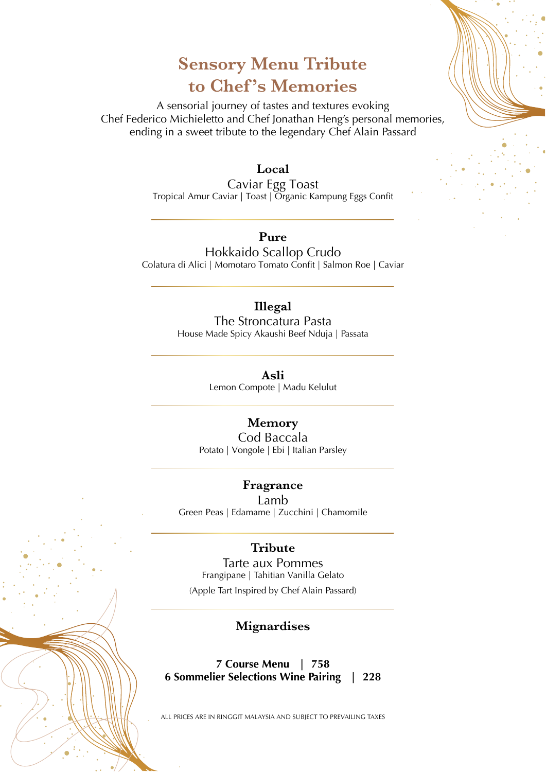# Sensory Menu Tribute to Chef's Memories

A sensorial journey of tastes and textures evoking
Chef Federico Michieletto and Chef Jonathan Heng's personal memories,
ending in a sweet tribute to the legendary Chef Alain Passard

## Local

Caviar Egg Toast

Tropical Amur Caviar | Toast | Organic Kampung Eggs Confit

---

## Pure

Hokkaido Scallop Crudo

Colatura di Alici | Momotaro Tomato Confit | Salmon Roe | Caviar

---

## Illegal

The Stroncatura Pasta

House Made Spicy Akaushi Beef Nduja | Passata

---

## Asli

Lemon Compote | Madu Kelulut

---

## Memory

Cod Baccala

Potato | Vongole | Ebi | Italian Parsley

---

## Fragrance

Lamb

Green Peas | Edamame | Zucchini | Chamomile

---

## Tribute

Tarte aux Pommes

Frangipane | Tahitian Vanilla Gelato

(Apple Tart Inspired by Chef Alain Passard)

---

## Mignardises

**7 Course Menu | 758**

**6 Sommelier Selections Wine Pairing | 228**

ALL PRICES ARE IN RINGGIT MALAYSIA AND SUBJECT TO PREVAILING TAXES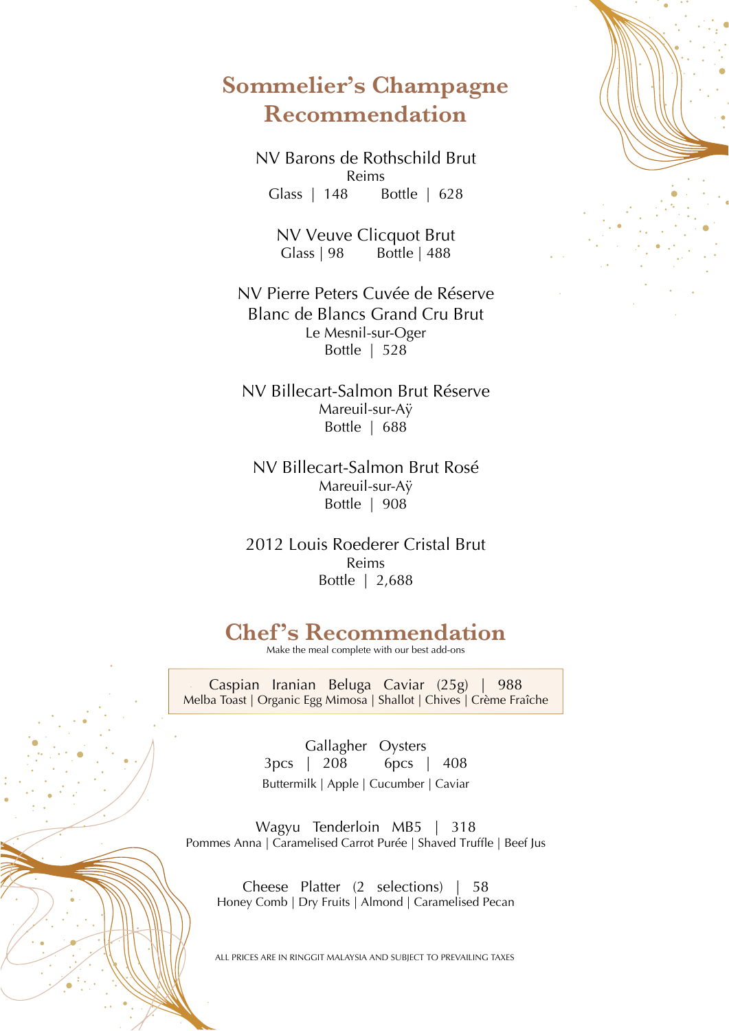## Sommelier's Champagne Recommendation

NV Barons de Rothschild Brut
Reims
Glass | 148 Bottle | 628

NV Veuve Clicquot Brut
Glass | 98 Bottle | 488

NV Pierre Peters Cuvée de Réserve
Blanc de Blancs Grand Cru Brut
Le Mesnil-sur-Oger
Bottle | 528

NV Billecart-Salmon Brut Réserve
Mareuil-sur-Aÿ
Bottle | 688

NV Billecart-Salmon Brut Rosé
Mareuil-sur-Aÿ
Bottle | 908

2012 Louis Roederer Cristal Brut
Reims
Bottle | 2,688

## Chef's Recommendation

Make the meal complete with our best add-ons

Caspian Iranian Beluga Caviar (25g) | 988
Melba Toast | Organic Egg Mimosa | Shallot | Chives | Crème Fraîche

Gallagher Oysters
3pcs | 208 6pcs | 408
Buttermilk | Apple | Cucumber | Caviar

Wagyu Tenderloin MB5 | 318
Pommes Anna | Caramelised Carrot Purée | Shaved Truffle | Beef Jus

Cheese Platter (2 selections) | 58
Honey Comb | Dry Fruits | Almond | Caramelised Pecan

ALL PRICES ARE IN RINGGIT MALAYSIA AND SUBJECT TO PREVAILING TAXES